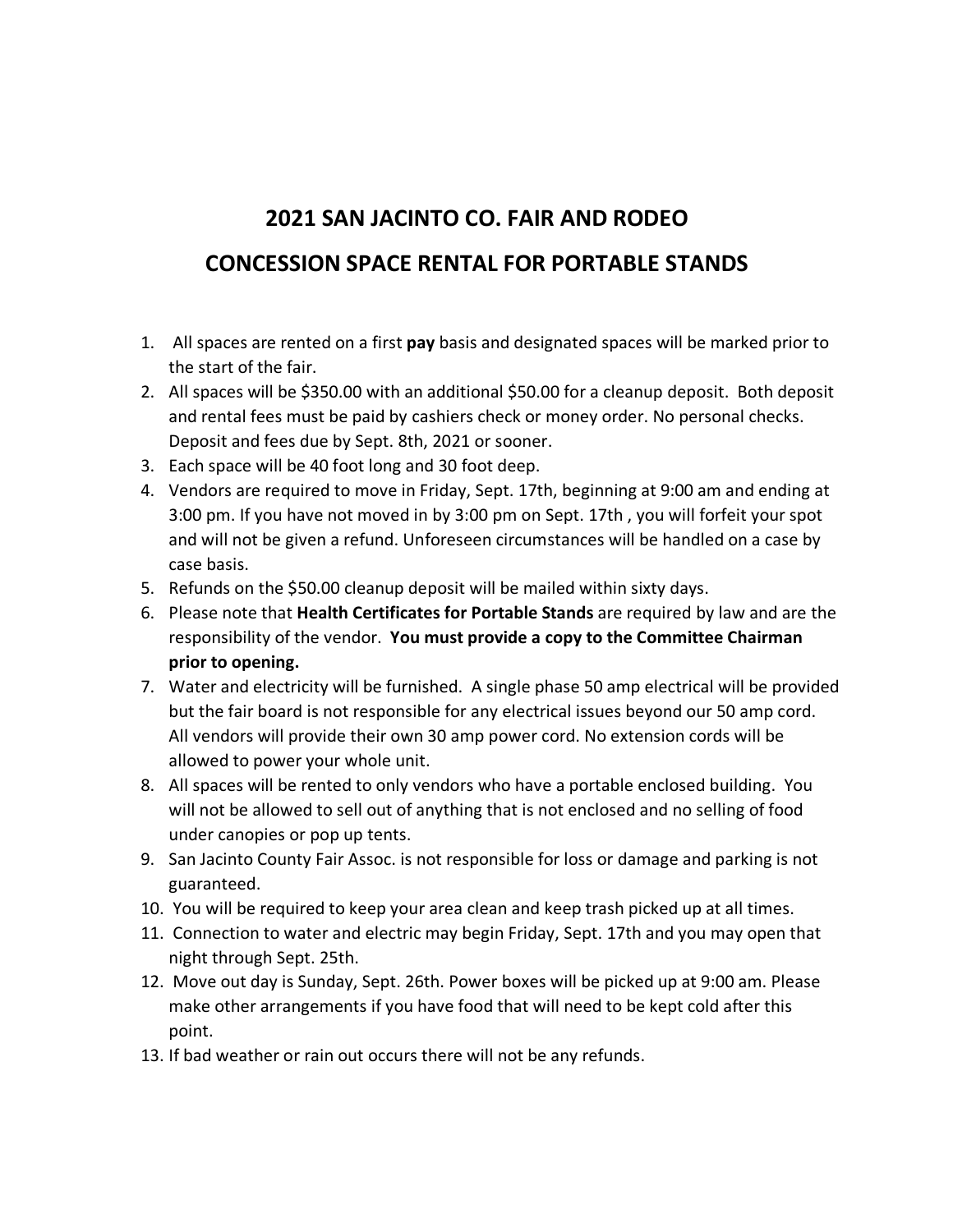# 2021 SAN JACINTO CO. FAIR AND RODEO

## CONCESSION SPACE RENTAL FOR PORTABLE STANDS

1. All spaces are rented on a first **pay** basis and designated spaces will be marked prior to the start of the fair.
2. All spaces will be $350.00 with an additional $50.00 for a cleanup deposit. Both deposit and rental fees must be paid by cashiers check or money order. No personal checks. Deposit and fees due by Sept. 8th, 2021 or sooner.
3. Each space will be 40 foot long and 30 foot deep.
4. Vendors are required to move in Friday, Sept. 17th, beginning at 9:00 am and ending at 3:00 pm. If you have not moved in by 3:00 pm on Sept. 17th , you will forfeit your spot and will not be given a refund. Unforeseen circumstances will be handled on a case by case basis.
5. Refunds on the $50.00 cleanup deposit will be mailed within sixty days.
6. Please note that **Health Certificates for Portable Stands** are required by law and are the responsibility of the vendor. **You must provide a copy to the Committee Chairman prior to opening.**
7. Water and electricity will be furnished. A single phase 50 amp electrical will be provided but the fair board is not responsible for any electrical issues beyond our 50 amp cord. All vendors will provide their own 30 amp power cord. No extension cords will be allowed to power your whole unit.
8. All spaces will be rented to only vendors who have a portable enclosed building. You will not be allowed to sell out of anything that is not enclosed and no selling of food under canopies or pop up tents.
9. San Jacinto County Fair Assoc. is not responsible for loss or damage and parking is not guaranteed.
10. You will be required to keep your area clean and keep trash picked up at all times.
11. Connection to water and electric may begin Friday, Sept. 17th and you may open that night through Sept. 25th.
12. Move out day is Sunday, Sept. 26th. Power boxes will be picked up at 9:00 am. Please make other arrangements if you have food that will need to be kept cold after this point.
13. If bad weather or rain out occurs there will not be any refunds.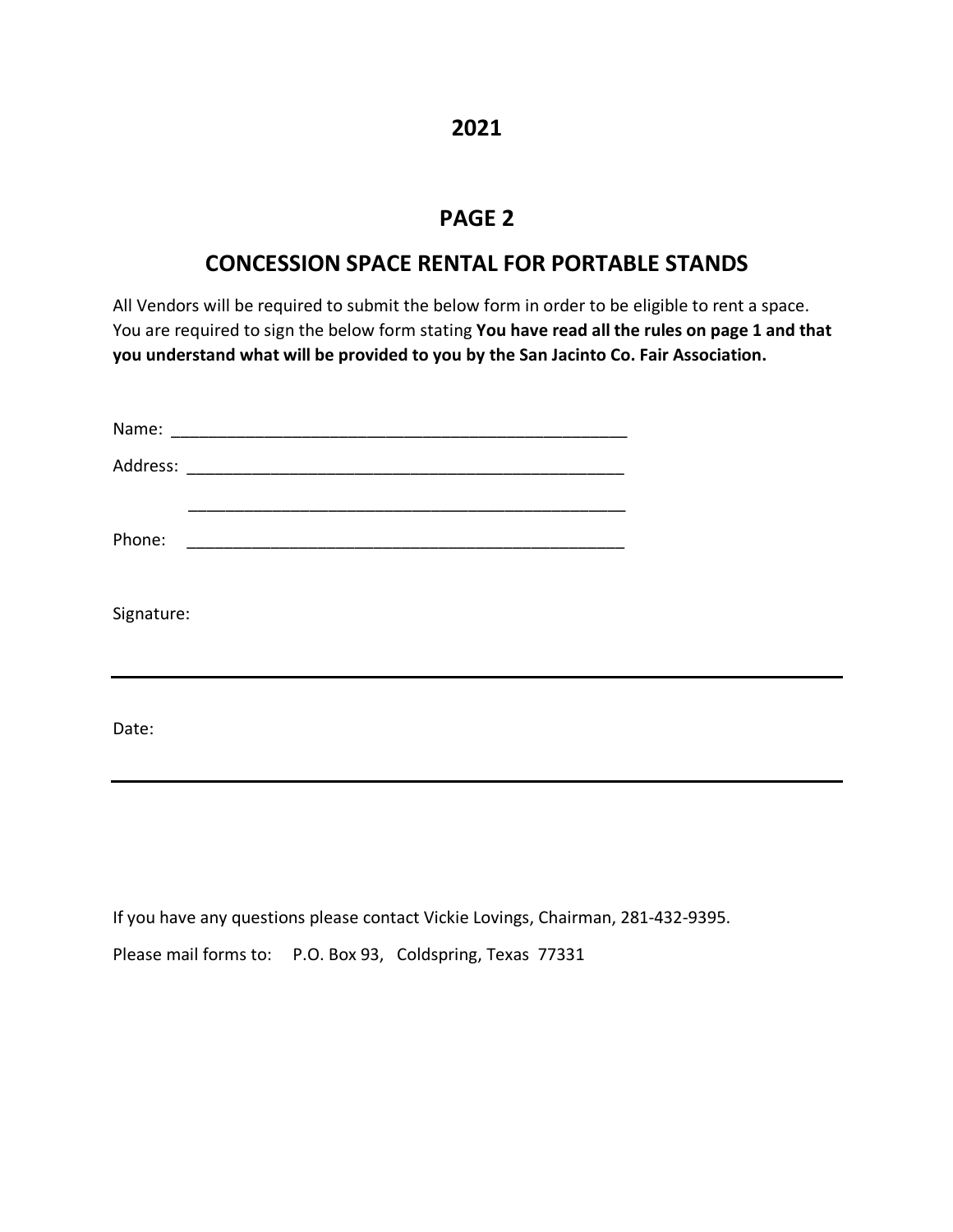## 2021

## PAGE 2

## CONCESSION SPACE RENTAL FOR PORTABLE STANDS

All Vendors will be required to submit the below form in order to be eligible to rent a space. You are required to sign the below form stating **You have read all the rules on page 1 and that you understand what will be provided to you by the San Jacinto Co. Fair Association.**

Name: ___________________________________________________

Address: ________________________________________________

_________________________________________________

Phone: _________________________________________________

Signature:

_________________________________________________________________

Date:

_________________________________________________________________

If you have any questions please contact Vickie Lovings, Chairman, 281-432-9395.

Please mail forms to: P.O. Box 93, Coldspring, Texas 77331